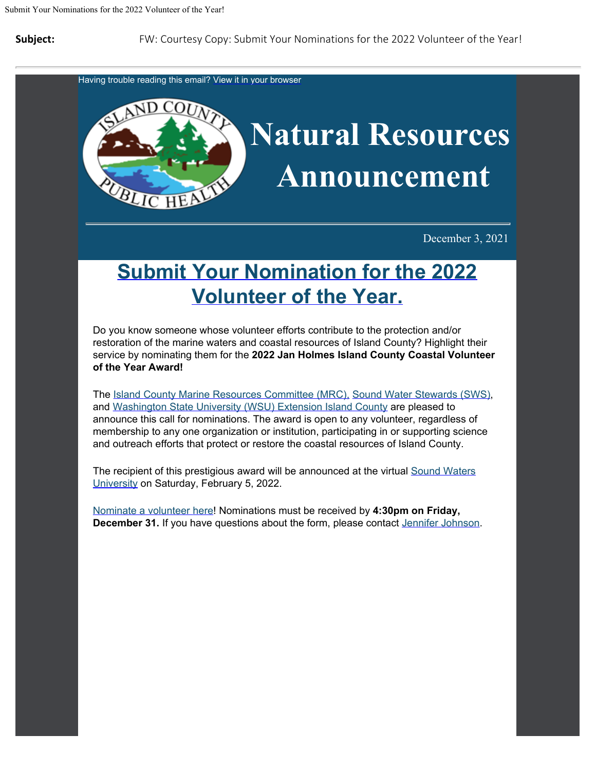**Subject:** FW: Courtesy Copy: Submit Your Nominations for the 2022 Volunteer of the Year!

Having trouble reading this email? View it in your browser

# Natural Resources Announcement

December 3, 2021

## Submit Your Nomination for the 2022 Volunteer of the Year.

Do you know someone whose volunteer efforts contribute to the protection and/or restoration of the marine waters and coastal resources of Island County? Highlight their service by nominating them for the **2022 Jan Holmes Island County Coastal Volunteer of the Year Award!**

The Island County Marine Resources Committee (MRC), Sound Water Stewards (SWS), and Washington State University (WSU) Extension Island County are pleased to announce this call for nominations. The award is open to any volunteer, regardless of membership to any one organization or institution, participating in or supporting science and outreach efforts that protect or restore the coastal resources of Island County.

The recipient of this prestigious award will be announced at the virtual Sound Waters University on Saturday, February 5, 2022.

Nominate a volunteer here! Nominations must be received by **4:30pm on Friday, December 31.** If you have questions about the form, please contact Jennifer Johnson.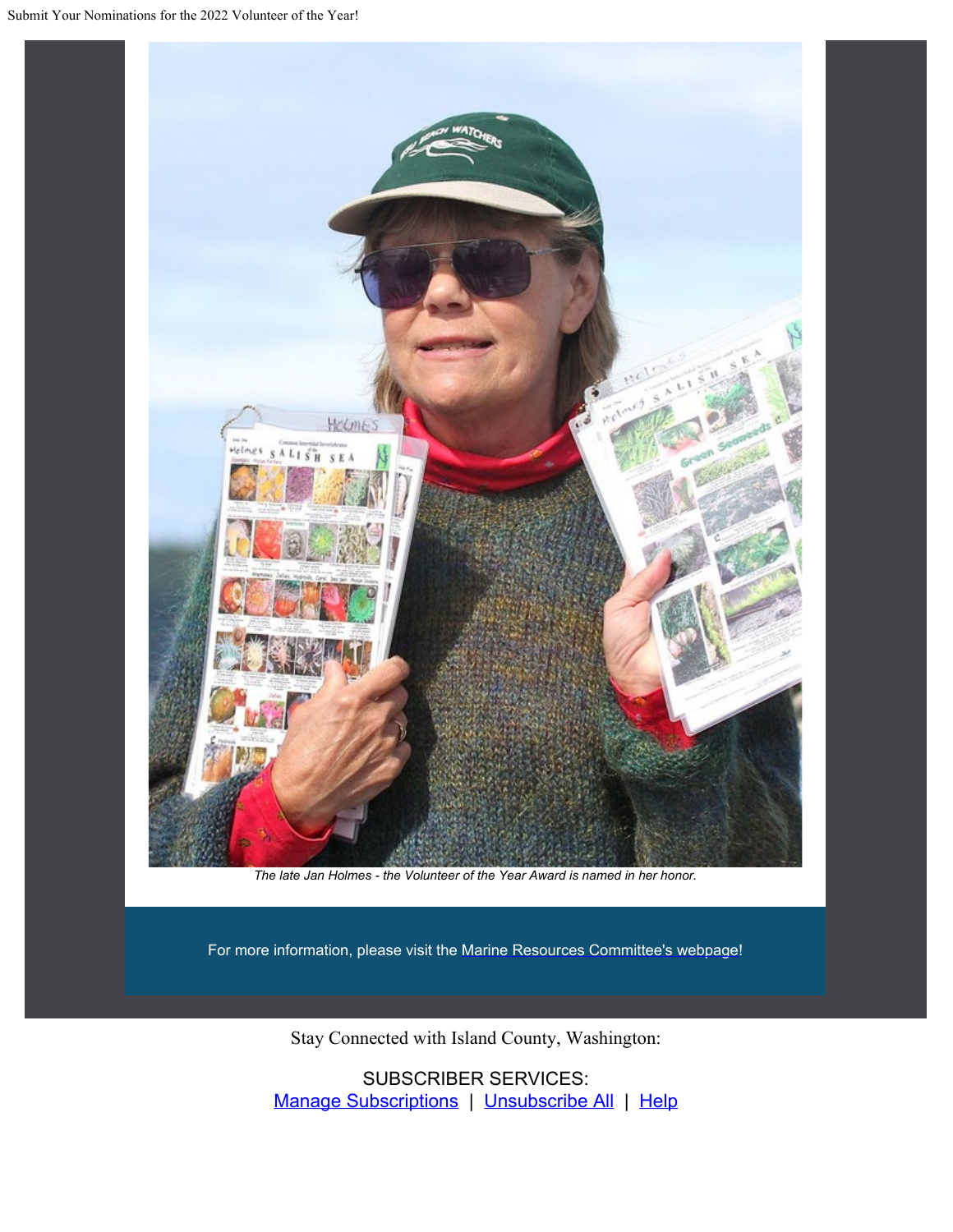*The late Jan Holmes - the Volunteer of the Year Award is named in her honor.*

For more information, please visit the Marine Resources Committee's webpage!

Stay Connected with Island County, Washington:

SUBSCRIBER SERVICES:
Manage Subscriptions | Unsubscribe All | Help